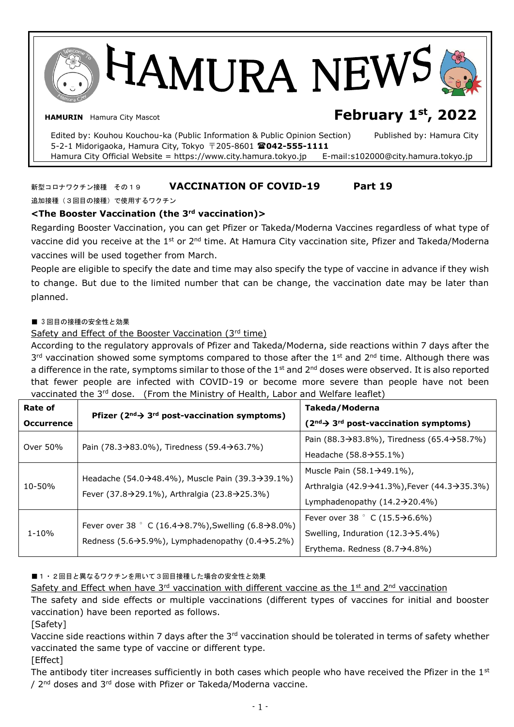# HAMURA NEWS

**HAMURIN** Hamura City Mascot

## February 1st, 2022

Edited by: Kouhou Kouchou-ka (Public Information & Public Opinion Section) Published by: Hamura City
5-2-1 Midorigaoka, Hamura City, Tokyo 〒205-8601 ☎**042-555-1111**
Hamura City Official Website = https://www.city.hamura.tokyo.jp E-mail:s102000@city.hamura.tokyo.jp

## 新型コロナワクチン接種　その１９ **VACCINATION OF COVID-19 Part 19**

追加接種（３回目の接種）で使用するワクチン

### <The Booster Vaccination (the 3rd vaccination)>

Regarding Booster Vaccination, you can get Pfizer or Takeda/Moderna Vaccines regardless of what type of vaccine did you receive at the 1st or 2nd time. At Hamura City vaccination site, Pfizer and Takeda/Moderna vaccines will be used together from March.

People are eligible to specify the date and time may also specify the type of vaccine in advance if they wish to change. But due to the limited number that can be change, the vaccination date may be later than planned.

■ ３回目の接種の安全性と効果

Safety and Effect of the Booster Vaccination (3rd time)

According to the regulatory approvals of Pfizer and Takeda/Moderna, side reactions within 7 days after the 3rd vaccination showed some symptoms compared to those after the 1st and 2nd time. Although there was a difference in the rate, symptoms similar to those of the 1st and 2nd doses were observed. It is also reported that fewer people are infected with COVID-19 or become more severe than people have not been vaccinated the 3rd dose. (From the Ministry of Health, Labor and Welfare leaflet)

| Rate of Occurrence | Pfizer (2nd→ 3rd post-vaccination symptoms) | Takeda/Moderna (2nd→ 3rd post-vaccination symptoms) |
|---|---|---|
| Over 50% | Pain (78.3→83.0%), Tiredness (59.4→63.7%) | Pain (88.3→83.8%), Tiredness (65.4→58.7%)<br>Headache (58.8→55.1%) |
| 10-50% | Headache (54.0→48.4%), Muscle Pain (39.3→39.1%)<br>Fever (37.8→29.1%), Arthralgia (23.8→25.3%) | Muscle Pain (58.1→49.1%),<br>Arthralgia (42.9→41.3%),Fever (44.3→35.3%)<br>Lymphadenopathy (14.2→20.4%) |
| 1-10% | Fever over 38 ° C (16.4→8.7%),Swelling (6.8→8.0%)<br>Redness (5.6→5.9%), Lymphadenopathy (0.4→5.2%) | Fever over 38 ° C (15.5→6.6%)<br>Swelling, Induration (12.3→5.4%)<br>Erythema. Redness (8.7→4.8%) |

■１・２回目と異なるワクチンを用いて３回目接種した場合の安全性と効果

Safety and Effect when have 3rd vaccination with different vaccine as the 1st and 2nd vaccination

The safety and side effects or multiple vaccinations (different types of vaccines for initial and booster vaccination) have been reported as follows.

[Safety]

Vaccine side reactions within 7 days after the 3rd vaccination should be tolerated in terms of safety whether vaccinated the same type of vaccine or different type.

[Effect]

The antibody titer increases sufficiently in both cases which people who have received the Pfizer in the 1st / 2nd doses and 3rd dose with Pfizer or Takeda/Moderna vaccine.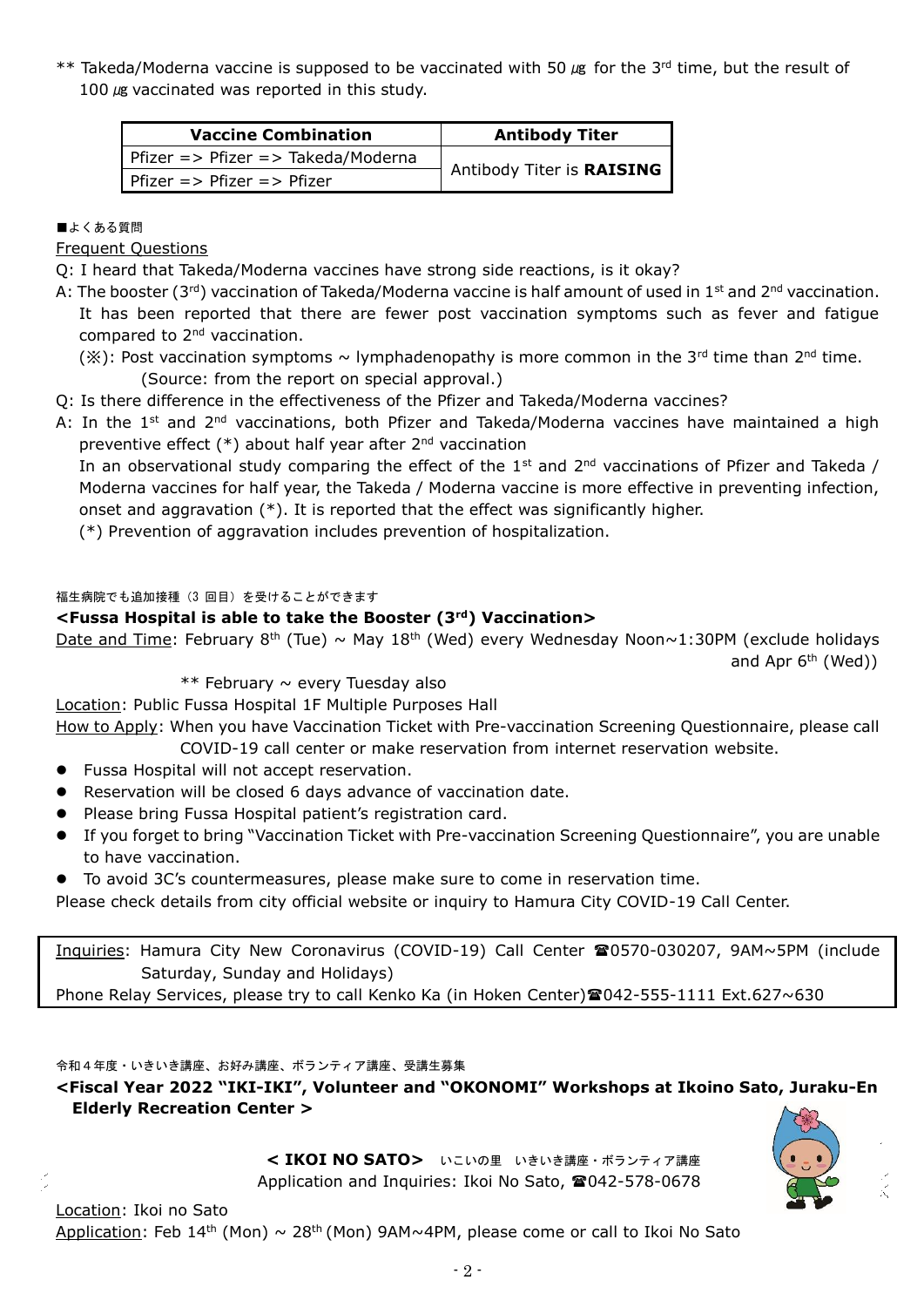** Takeda/Moderna vaccine is supposed to be vaccinated with 50 ㎍ for the 3rd time, but the result of 100 ㎍ vaccinated was reported in this study.

| Vaccine Combination | Antibody Titer |
|---|---|
| Pfizer => Pfizer => Takeda/Moderna | Antibody Titer is **RAISING** |
| Pfizer => Pfizer => Pfizer | |

■よくある質問

Frequent Questions

Q: I heard that Takeda/Moderna vaccines have strong side reactions, is it okay?

A: The booster (3rd) vaccination of Takeda/Moderna vaccine is half amount of used in 1st and 2nd vaccination. It has been reported that there are fewer post vaccination symptoms such as fever and fatigue compared to 2nd vaccination.

(※): Post vaccination symptoms ~ lymphadenopathy is more common in the 3rd time than 2nd time. (Source: from the report on special approval.)

Q: Is there difference in the effectiveness of the Pfizer and Takeda/Moderna vaccines?

A: In the 1st and 2nd vaccinations, both Pfizer and Takeda/Moderna vaccines have maintained a high preventive effect (*) about half year after 2nd vaccination

In an observational study comparing the effect of the 1st and 2nd vaccinations of Pfizer and Takeda / Moderna vaccines for half year, the Takeda / Moderna vaccine is more effective in preventing infection, onset and aggravation (*). It is reported that the effect was significantly higher.

(*) Prevention of aggravation includes prevention of hospitalization.

福生病院でも追加接種（3 回目）を受けることができます

**<Fussa Hospital is able to take the Booster (3rd) Vaccination>**

Date and Time: February 8th (Tue) ~ May 18th (Wed) every Wednesday Noon~1:30PM (exclude holidays and Apr 6th (Wed))

** February ~ every Tuesday also

Location: Public Fussa Hospital 1F Multiple Purposes Hall

How to Apply: When you have Vaccination Ticket with Pre-vaccination Screening Questionnaire, please call COVID-19 call center or make reservation from internet reservation website.

- Fussa Hospital will not accept reservation.
- Reservation will be closed 6 days advance of vaccination date.
- Please bring Fussa Hospital patient's registration card.
- If you forget to bring "Vaccination Ticket with Pre-vaccination Screening Questionnaire", you are unable to have vaccination.
- To avoid 3C's countermeasures, please make sure to come in reservation time.

Please check details from city official website or inquiry to Hamura City COVID-19 Call Center.

Inquiries: Hamura City New Coronavirus (COVID-19) Call Center ☎0570-030207, 9AM~5PM (include Saturday, Sunday and Holidays)

Phone Relay Services, please try to call Kenko Ka (in Hoken Center)☎042-555-1111 Ext.627~630

令和４年度・いきいき講座、お好み講座、ボランティア講座、受講生募集

**<Fiscal Year 2022 "IKI-IKI", Volunteer and "OKONOMI" Workshops at Ikoino Sato, Juraku-En Elderly Recreation Center >**

**< IKOI NO SATO>** いこいの里　いきいき講座・ボランティア講座

Application and Inquiries: Ikoi No Sato, ☎042-578-0678

Location: Ikoi no Sato

Application: Feb 14th (Mon) ~ 28th (Mon) 9AM~4PM, please come or call to Ikoi No Sato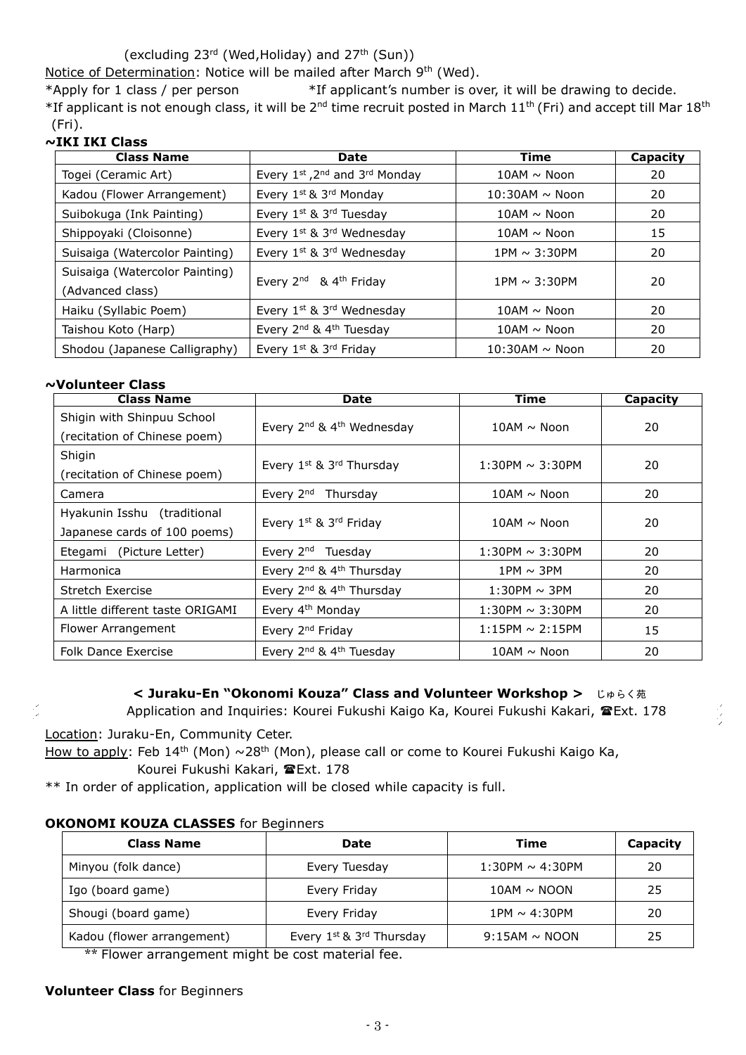(excluding 23rd (Wed,Holiday) and 27th (Sun))

Notice of Determination: Notice will be mailed after March 9th (Wed).

*Apply for 1 class / per person　　　　*If applicant's number is over, it will be drawing to decide.

*If applicant is not enough class, it will be 2nd time recruit posted in March 11th (Fri) and accept till Mar 18th (Fri).

**~IKI IKI Class**

| Class Name | Date | Time | Capacity |
|---|---|---|---|
| Togei (Ceramic Art) | Every 1st ,2nd and 3rd Monday | 10AM ~ Noon | 20 |
| Kadou (Flower Arrangement) | Every 1st & 3rd Monday | 10:30AM ~ Noon | 20 |
| Suibokuga (Ink Painting) | Every 1st & 3rd Tuesday | 10AM ~ Noon | 20 |
| Shippoyaki (Cloisonne) | Every 1st & 3rd Wednesday | 10AM ~ Noon | 15 |
| Suisaiga (Watercolor Painting) | Every 1st & 3rd Wednesday | 1PM ~ 3:30PM | 20 |
| Suisaiga (Watercolor Painting) (Advanced class) | Every 2nd & 4th Friday | 1PM ~ 3:30PM | 20 |
| Haiku (Syllabic Poem) | Every 1st & 3rd Wednesday | 10AM ~ Noon | 20 |
| Taishou Koto (Harp) | Every 2nd & 4th Tuesday | 10AM ~ Noon | 20 |
| Shodou (Japanese Calligraphy) | Every 1st & 3rd Friday | 10:30AM ~ Noon | 20 |

**~Volunteer Class**

| Class Name | Date | Time | Capacity |
|---|---|---|---|
| Shigin with Shinpuu School (recitation of Chinese poem) | Every 2nd & 4th Wednesday | 10AM ~ Noon | 20 |
| Shigin (recitation of Chinese poem) | Every 1st & 3rd Thursday | 1:30PM ~ 3:30PM | 20 |
| Camera | Every 2nd Thursday | 10AM ~ Noon | 20 |
| Hyakunin Isshu (traditional Japanese cards of 100 poems) | Every 1st & 3rd Friday | 10AM ~ Noon | 20 |
| Etegami (Picture Letter) | Every 2nd Tuesday | 1:30PM ~ 3:30PM | 20 |
| Harmonica | Every 2nd & 4th Thursday | 1PM ~ 3PM | 20 |
| Stretch Exercise | Every 2nd & 4th Thursday | 1:30PM ~ 3PM | 20 |
| A little different taste ORIGAMI | Every 4th Monday | 1:30PM ~ 3:30PM | 20 |
| Flower Arrangement | Every 2nd Friday | 1:15PM ~ 2:15PM | 15 |
| Folk Dance Exercise | Every 2nd & 4th Tuesday | 10AM ~ Noon | 20 |

**< Juraku-En "Okonomi Kouza" Class and Volunteer Workshop >** じゅらく苑

Application and Inquiries: Kourei Fukushi Kaigo Ka, Kourei Fukushi Kakari, ☎Ext. 178

Location: Juraku-En, Community Ceter.

How to apply: Feb 14th (Mon) ~28th (Mon), please call or come to Kourei Fukushi Kaigo Ka, Kourei Fukushi Kakari, ☎Ext. 178

** In order of application, application will be closed while capacity is full.

**OKONOMI KOUZA CLASSES** for Beginners

| Class Name | Date | Time | Capacity |
|---|---|---|---|
| Minyou (folk dance) | Every Tuesday | 1:30PM ~ 4:30PM | 20 |
| Igo (board game) | Every Friday | 10AM ~ NOON | 25 |
| Shougi (board game) | Every Friday | 1PM ~ 4:30PM | 20 |
| Kadou (flower arrangement) | Every 1st & 3rd Thursday | 9:15AM ~ NOON | 25 |

** Flower arrangement might be cost material fee.

**Volunteer Class** for Beginners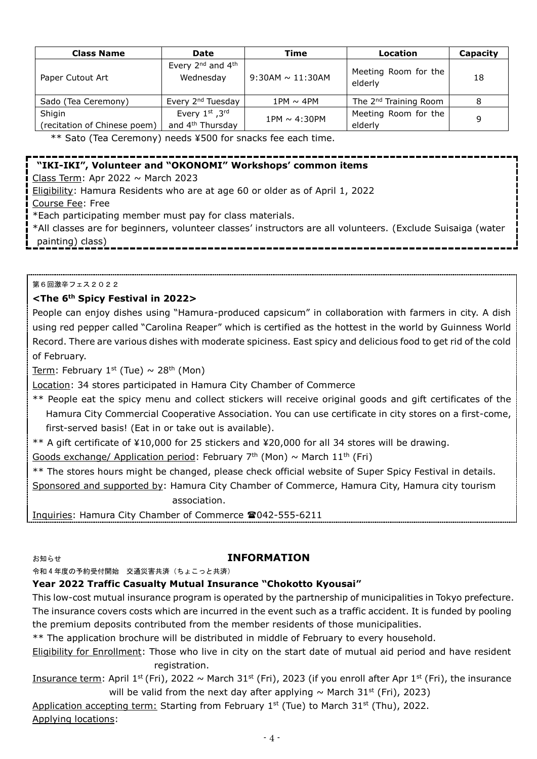| Class Name | Date | Time | Location | Capacity |
| --- | --- | --- | --- | --- |
| Paper Cutout Art | Every 2nd and 4th Wednesday | 9:30AM ~ 11:30AM | Meeting Room for the elderly | 18 |
| Sado (Tea Ceremony) | Every 2nd Tuesday | 1PM ~ 4PM | The 2nd Training Room | 8 |
| Shigin (recitation of Chinese poem) | Every 1st ,3rd and 4th Thursday | 1PM ~ 4:30PM | Meeting Room for the elderly | 9 |

** Sato (Tea Ceremony) needs ¥500 for snacks fee each time.

**"IKI-IKI", Volunteer and "OKONOMI" Workshops' common items**

Class Term: Apr 2022 ~ March 2023

Eligibility: Hamura Residents who are at age 60 or older as of April 1, 2022

Course Fee: Free

*Each participating member must pay for class materials.

*All classes are for beginners, volunteer classes' instructors are all volunteers. (Exclude Suisaiga (water painting) class)

第６回激辛フェス２０２２

**<The 6th Spicy Festival in 2022>**

People can enjoy dishes using "Hamura-produced capsicum" in collaboration with farmers in city. A dish using red pepper called "Carolina Reaper" which is certified as the hottest in the world by Guinness World Record. There are various dishes with moderate spiciness. East spicy and delicious food to get rid of the cold of February.

Term: February 1st (Tue) ~ 28th (Mon)

Location: 34 stores participated in Hamura City Chamber of Commerce

** People eat the spicy menu and collect stickers will receive original goods and gift certificates of the Hamura City Commercial Cooperative Association. You can use certificate in city stores on a first-come, first-served basis! (Eat in or take out is available).

** A gift certificate of ¥10,000 for 25 stickers and ¥20,000 for all 34 stores will be drawing.

Goods exchange/ Application period: February 7th (Mon) ~ March 11th (Fri)

** The stores hours might be changed, please check official website of Super Spicy Festival in details.

Sponsored and supported by: Hamura City Chamber of Commerce, Hamura City, Hamura city tourism association.

Inquiries: Hamura City Chamber of Commerce ☎042-555-6211

お知らせ

## INFORMATION

令和４年度の予約受付開始　交通災害共済（ちょこっと共済）

**Year 2022 Traffic Casualty Mutual Insurance "Chokotto Kyousai"**

This low-cost mutual insurance program is operated by the partnership of municipalities in Tokyo prefecture. The insurance covers costs which are incurred in the event such as a traffic accident. It is funded by pooling the premium deposits contributed from the member residents of those municipalities.

** The application brochure will be distributed in middle of February to every household.

Eligibility for Enrollment: Those who live in city on the start date of mutual aid period and have resident registration.

Insurance term: April 1st (Fri), 2022 ~ March 31st (Fri), 2023 (if you enroll after Apr 1st (Fri), the insurance will be valid from the next day after applying ~ March 31st (Fri), 2023)

Application accepting term: Starting from February 1st (Tue) to March 31st (Thu), 2022.

Applying locations: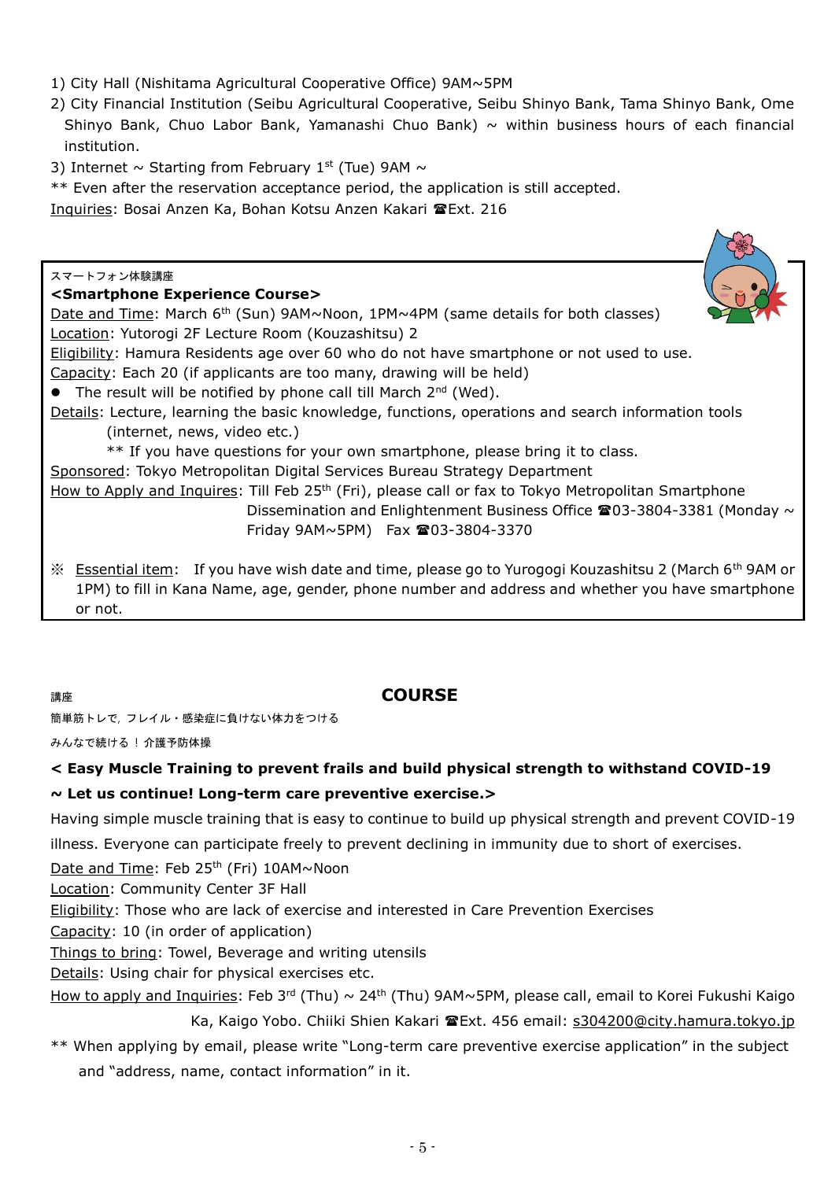1) City Hall (Nishitama Agricultural Cooperative Office) 9AM~5PM
2) City Financial Institution (Seibu Agricultural Cooperative, Seibu Shinyo Bank, Tama Shinyo Bank, Ome Shinyo Bank, Chuo Labor Bank, Yamanashi Chuo Bank) ~ within business hours of each financial institution.
3) Internet ~ Starting from February 1st (Tue) 9AM ~

** Even after the reservation acceptance period, the application is still accepted.

Inquiries: Bosai Anzen Ka, Bohan Kotsu Anzen Kakari ☎Ext. 216

---

スマートフォン体験講座

**<Smartphone Experience Course>**

Date and Time: March 6th (Sun) 9AM~Noon, 1PM~4PM (same details for both classes)

Location: Yutorogi 2F Lecture Room (Kouzashitsu) 2

Eligibility: Hamura Residents age over 60 who do not have smartphone or not used to use.

Capacity: Each 20 (if applicants are too many, drawing will be held)

- The result will be notified by phone call till March 2nd (Wed).

Details: Lecture, learning the basic knowledge, functions, operations and search information tools (internet, news, video etc.)

** If you have questions for your own smartphone, please bring it to class.

Sponsored: Tokyo Metropolitan Digital Services Bureau Strategy Department

How to Apply and Inquires: Till Feb 25th (Fri), please call or fax to Tokyo Metropolitan Smartphone Dissemination and Enlightenment Business Office ☎03-3804-3381 (Monday ~ Friday 9AM~5PM) Fax ☎03-3804-3370

※ Essential item: If you have wish date and time, please go to Yurogogi Kouzashitsu 2 (March 6th 9AM or 1PM) to fill in Kana Name, age, gender, phone number and address and whether you have smartphone or not.

---

講座

## COURSE

簡単筋トレで，フレイル・感染症に負けない体力をつける

みんなで続ける！介護予防体操

**< Easy Muscle Training to prevent frails and build physical strength to withstand COVID-19 ~ Let us continue! Long-term care preventive exercise.>**

Having simple muscle training that is easy to continue to build up physical strength and prevent COVID-19 illness. Everyone can participate freely to prevent declining in immunity due to short of exercises.

Date and Time: Feb 25th (Fri) 10AM~Noon

Location: Community Center 3F Hall

Eligibility: Those who are lack of exercise and interested in Care Prevention Exercises

Capacity: 10 (in order of application)

Things to bring: Towel, Beverage and writing utensils

Details: Using chair for physical exercises etc.

How to apply and Inquiries: Feb 3rd (Thu) ~ 24th (Thu) 9AM~5PM, please call, email to Korei Fukushi Kaigo Ka, Kaigo Yobo. Chiiki Shien Kakari ☎Ext. 456 email: s304200@city.hamura.tokyo.jp

** When applying by email, please write "Long-term care preventive exercise application" in the subject and "address, name, contact information" in it.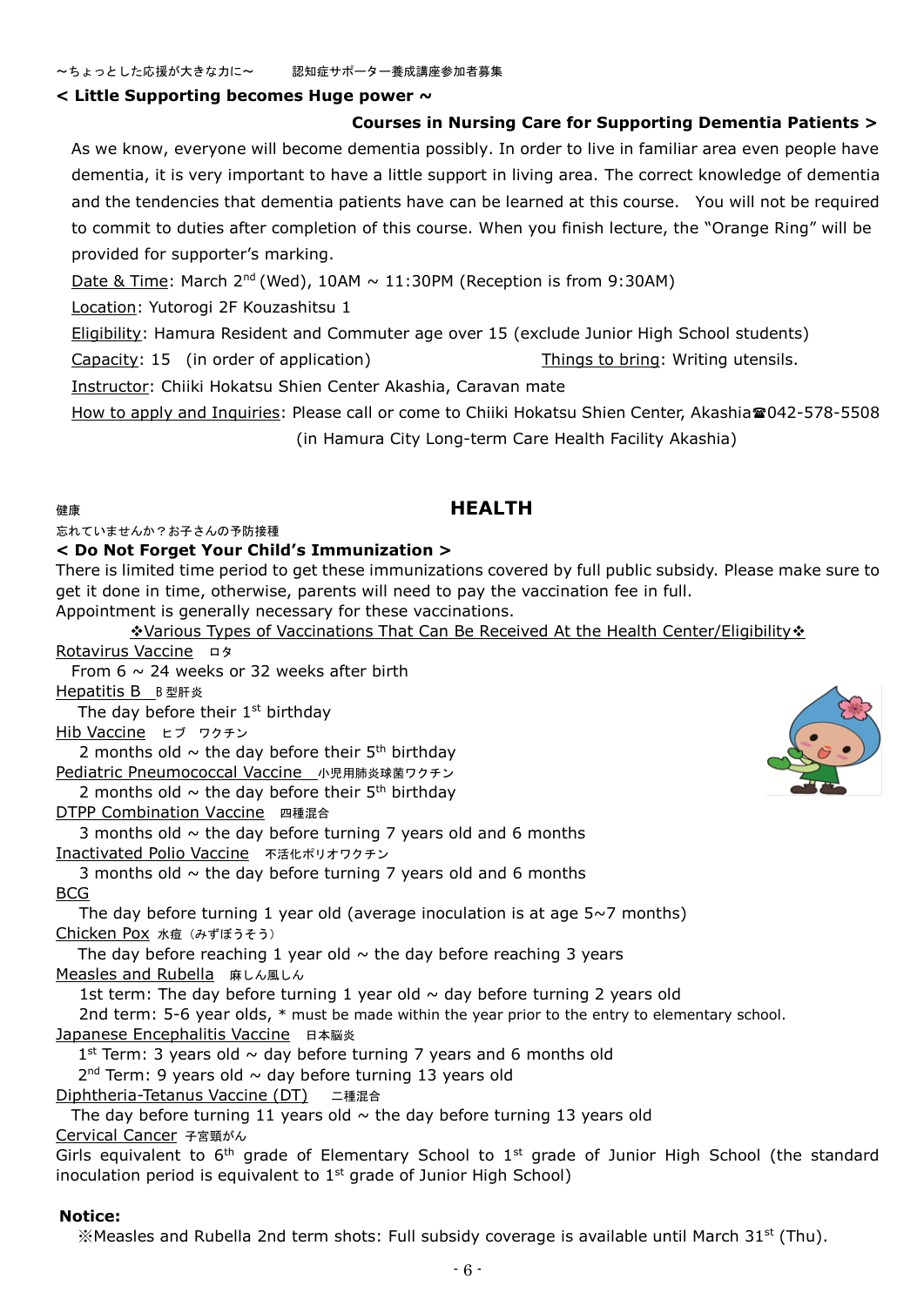～ちょっとした応援が大きなカに～　　認知症サポーター養成講座参加者募集

**< Little Supporting becomes Huge power ~**

**Courses in Nursing Care for Supporting Dementia Patients >**

As we know, everyone will become dementia possibly. In order to live in familiar area even people have dementia, it is very important to have a little support in living area. The correct knowledge of dementia and the tendencies that dementia patients have can be learned at this course. You will not be required to commit to duties after completion of this course. When you finish lecture, the "Orange Ring" will be provided for supporter's marking.

Date & Time: March 2nd (Wed), 10AM ~ 11:30PM (Reception is from 9:30AM)

Location: Yutorogi 2F Kouzashitsu 1

Eligibility: Hamura Resident and Commuter age over 15 (exclude Junior High School students)

Capacity: 15 (in order of application)　　Things to bring: Writing utensils.

Instructor: Chiiki Hokatsu Shien Center Akashia, Caravan mate

How to apply and Inquiries: Please call or come to Chiiki Hokatsu Shien Center, Akashia☎042-578-5508 (in Hamura City Long-term Care Health Facility Akashia)

健康

## HEALTH

忘れていませんか？お子さんの予防接種

**< Do Not Forget Your Child's Immunization >**

There is limited time period to get these immunizations covered by full public subsidy. Please make sure to get it done in time, otherwise, parents will need to pay the vaccination fee in full.
Appointment is generally necessary for these vaccinations.

❖Various Types of Vaccinations That Can Be Received At the Health Center/Eligibility❖

Rotavirus Vaccine　ロタ
From 6 ~ 24 weeks or 32 weeks after birth

Hepatitis B　B型肝炎
The day before their 1st birthday

Hib Vaccine　ヒブ　ワクチン
2 months old ~ the day before their 5th birthday

Pediatric Pneumococcal Vaccine　小児用肺炎球菌ワクチン
2 months old ~ the day before their 5th birthday

DTPP Combination Vaccine　四種混合
3 months old ~ the day before turning 7 years old and 6 months

Inactivated Polio Vaccine　不活化ポリオワクチン
3 months old ~ the day before turning 7 years old and 6 months

BCG
The day before turning 1 year old (average inoculation is at age 5~7 months)

Chicken Pox　水痘（みずぼうそう）
The day before reaching 1 year old ~ the day before reaching 3 years

Measles and Rubella　麻しん風しん
1st term: The day before turning 1 year old ~ day before turning 2 years old
2nd term: 5-6 year olds, * must be made within the year prior to the entry to elementary school.

Japanese Encephalitis Vaccine　日本脳炎
1st Term: 3 years old ~ day before turning 7 years and 6 months old
2nd Term: 9 years old ~ day before turning 13 years old

Diphtheria-Tetanus Vaccine (DT)　二種混合
The day before turning 11 years old ~ the day before turning 13 years old

Cervical Cancer　子宮頸がん
Girls equivalent to 6th grade of Elementary School to 1st grade of Junior High School (the standard inoculation period is equivalent to 1st grade of Junior High School)

**Notice:**

※Measles and Rubella 2nd term shots: Full subsidy coverage is available until March 31st (Thu).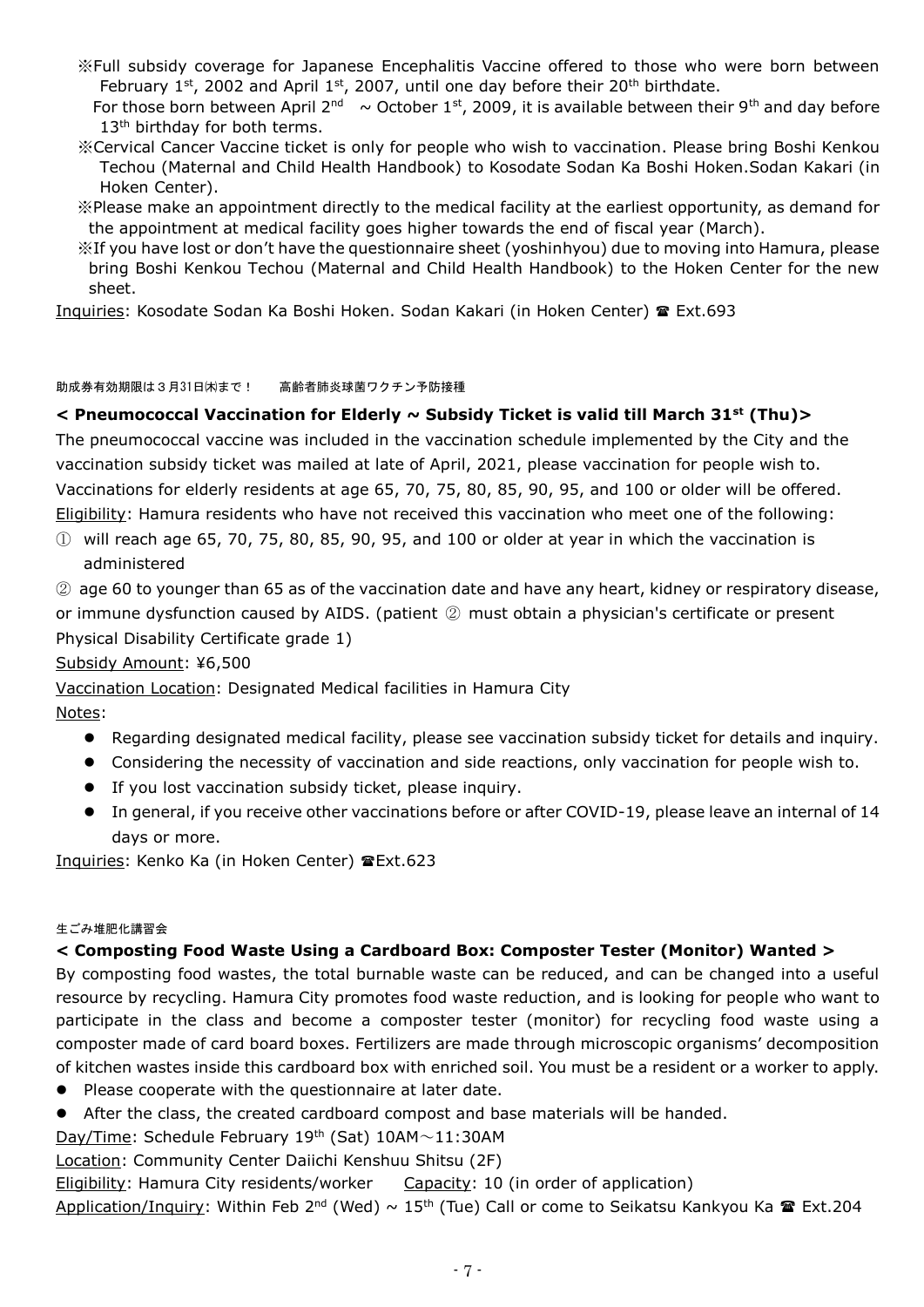※Full subsidy coverage for Japanese Encephalitis Vaccine offered to those who were born between February 1st, 2002 and April 1st, 2007, until one day before their 20th birthdate.
For those born between April 2nd ~ October 1st, 2009, it is available between their 9th and day before 13th birthday for both terms.

※Cervical Cancer Vaccine ticket is only for people who wish to vaccination. Please bring Boshi Kenkou Techou (Maternal and Child Health Handbook) to Kosodate Sodan Ka Boshi Hoken.Sodan Kakari (in Hoken Center).

※Please make an appointment directly to the medical facility at the earliest opportunity, as demand for the appointment at medical facility goes higher towards the end of fiscal year (March).

※If you have lost or don't have the questionnaire sheet (yoshinhyou) due to moving into Hamura, please bring Boshi Kenkou Techou (Maternal and Child Health Handbook) to the Hoken Center for the new sheet.

Inquiries: Kosodate Sodan Ka Boshi Hoken. Sodan Kakari (in Hoken Center) ☎ Ext.693

助成券有効期限は３月31日㈭まで！　高齢者肺炎球菌ワクチン予防接種

### < Pneumococcal Vaccination for Elderly ~ Subsidy Ticket is valid till March 31st (Thu)>

The pneumococcal vaccine was included in the vaccination schedule implemented by the City and the vaccination subsidy ticket was mailed at late of April, 2021, please vaccination for people wish to.
Vaccinations for elderly residents at age 65, 70, 75, 80, 85, 90, 95, and 100 or older will be offered.

Eligibility: Hamura residents who have not received this vaccination who meet one of the following:

① will reach age 65, 70, 75, 80, 85, 90, 95, and 100 or older at year in which the vaccination is administered

② age 60 to younger than 65 as of the vaccination date and have any heart, kidney or respiratory disease, or immune dysfunction caused by AIDS. (patient ② must obtain a physician's certificate or present Physical Disability Certificate grade 1)

Subsidy Amount: ¥6,500

Vaccination Location: Designated Medical facilities in Hamura City

Notes:

- Regarding designated medical facility, please see vaccination subsidy ticket for details and inquiry.
- Considering the necessity of vaccination and side reactions, only vaccination for people wish to.
- If you lost vaccination subsidy ticket, please inquiry.
- In general, if you receive other vaccinations before or after COVID-19, please leave an internal of 14 days or more.

Inquiries: Kenko Ka (in Hoken Center) ☎Ext.623

生ごみ堆肥化講習会

### < Composting Food Waste Using a Cardboard Box: Composter Tester (Monitor) Wanted >

By composting food wastes, the total burnable waste can be reduced, and can be changed into a useful resource by recycling. Hamura City promotes food waste reduction, and is looking for people who want to participate in the class and become a composter tester (monitor) for recycling food waste using a composter made of card board boxes. Fertilizers are made through microscopic organisms' decomposition of kitchen wastes inside this cardboard box with enriched soil. You must be a resident or a worker to apply.

- Please cooperate with the questionnaire at later date.
- After the class, the created cardboard compost and base materials will be handed.

Day/Time: Schedule February 19th (Sat) 10AM～11:30AM

Location: Community Center Daiichi Kenshuu Shitsu (2F)

Eligibility: Hamura City residents/worker　Capacity: 10 (in order of application)

Application/Inquiry: Within Feb 2nd (Wed) ~ 15th (Tue) Call or come to Seikatsu Kankyou Ka ☎ Ext.204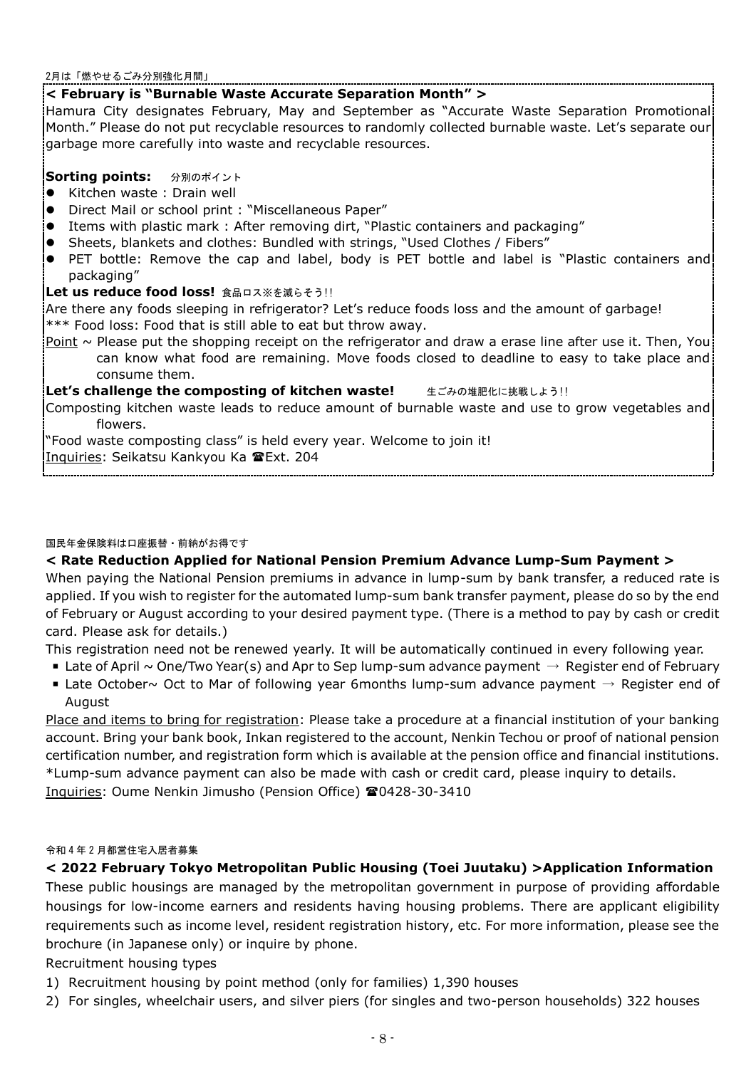2月は「燃やせるごみ分別強化月間」

**< February is "Burnable Waste Accurate Separation Month" >**

Hamura City designates February, May and September as "Accurate Waste Separation Promotional Month." Please do not put recyclable resources to randomly collected burnable waste. Let's separate our garbage more carefully into waste and recyclable resources.

**Sorting points:** 分別のポイント

- Kitchen waste : Drain well
- Direct Mail or school print : "Miscellaneous Paper"
- Items with plastic mark : After removing dirt, "Plastic containers and packaging"
- Sheets, blankets and clothes: Bundled with strings, "Used Clothes / Fibers"
- PET bottle: Remove the cap and label, body is PET bottle and label is "Plastic containers and packaging"

**Let us reduce food loss!** 食品ロス※を減らそう!!

Are there any foods sleeping in refrigerator? Let's reduce foods loss and the amount of garbage!

*** Food loss: Food that is still able to eat but throw away.

Point ~ Please put the shopping receipt on the refrigerator and draw a erase line after use it. Then, You can know what food are remaining. Move foods closed to deadline to easy to take place and consume them.

**Let's challenge the composting of kitchen waste!** 生ごみの堆肥化に挑戦しよう!!

Composting kitchen waste leads to reduce amount of burnable waste and use to grow vegetables and flowers.

"Food waste composting class" is held every year. Welcome to join it!

Inquiries: Seikatsu Kankyou Ka ☎Ext. 204

国民年金保険料は口座振替・前納がお得です

**< Rate Reduction Applied for National Pension Premium Advance Lump-Sum Payment >**

When paying the National Pension premiums in advance in lump-sum by bank transfer, a reduced rate is applied. If you wish to register for the automated lump-sum bank transfer payment, please do so by the end of February or August according to your desired payment type. (There is a method to pay by cash or credit card. Please ask for details.)

This registration need not be renewed yearly. It will be automatically continued in every following year.

- Late of April ~ One/Two Year(s) and Apr to Sep lump-sum advance payment → Register end of February
- Late October~ Oct to Mar of following year 6months lump-sum advance payment → Register end of August

Place and items to bring for registration: Please take a procedure at a financial institution of your banking account. Bring your bank book, Inkan registered to the account, Nenkin Techou or proof of national pension certification number, and registration form which is available at the pension office and financial institutions.

*Lump-sum advance payment can also be made with cash or credit card, please inquiry to details.

Inquiries: Oume Nenkin Jimusho (Pension Office) ☎0428-30-3410

令和４年２月都営住宅入居者募集

**< 2022 February Tokyo Metropolitan Public Housing (Toei Juutaku) >Application Information**

These public housings are managed by the metropolitan government in purpose of providing affordable housings for low-income earners and residents having housing problems. There are applicant eligibility requirements such as income level, resident registration history, etc. For more information, please see the brochure (in Japanese only) or inquire by phone.

Recruitment housing types

1) Recruitment housing by point method (only for families) 1,390 houses
2) For singles, wheelchair users, and silver piers (for singles and two-person households) 322 houses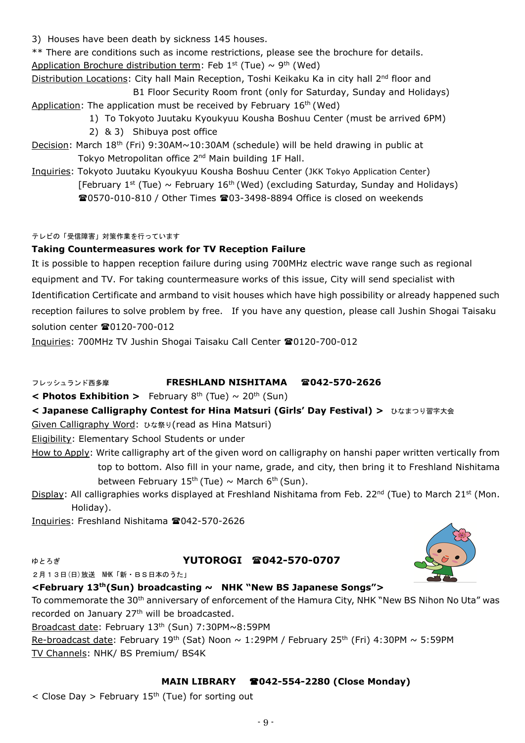3) Houses have been death by sickness 145 houses.

** There are conditions such as income restrictions, please see the brochure for details.

Application Brochure distribution term: Feb 1st (Tue) ~ 9th (Wed)

Distribution Locations: City hall Main Reception, Toshi Keikaku Ka in city hall 2nd floor and B1 Floor Security Room front (only for Saturday, Sunday and Holidays)

Application: The application must be received by February 16th (Wed)

1) To Tokyoto Juutaku Kyoukyuu Kousha Boshuu Center (must be arrived 6PM)
2) & 3) Shibuya post office

Decision: March 18th (Fri) 9:30AM~10:30AM (schedule) will be held drawing in public at Tokyo Metropolitan office 2nd Main building 1F Hall.

Inquiries: Tokyoto Juutaku Kyoukyuu Kousha Boshuu Center (JKK Tokyo Application Center) [February 1st (Tue) ~ February 16th (Wed) (excluding Saturday, Sunday and Holidays) ☎0570-010-810 / Other Times ☎03-3498-8894 Office is closed on weekends

テレビの「受信障害」対策作業を行っています

**Taking Countermeasures work for TV Reception Failure**

It is possible to happen reception failure during using 700MHz electric wave range such as regional equipment and TV. For taking countermeasure works of this issue, City will send specialist with Identification Certificate and armband to visit houses which have high possibility or already happened such reception failures to solve problem by free. If you have any question, please call Jushin Shogai Taisaku solution center ☎0120-700-012

Inquiries: 700MHz TV Jushin Shogai Taisaku Call Center ☎0120-700-012

フレッシュランド西多摩

## FRESHLAND NISHITAMA ☎042-570-2626

**< Photos Exhibition >** February 8th (Tue) ~ 20th (Sun)

**< Japanese Calligraphy Contest for Hina Matsuri (Girls' Day Festival) >** ひなまつり習字大会

Given Calligraphy Word: ひな祭り(read as Hina Matsuri)

Eligibility: Elementary School Students or under

How to Apply: Write calligraphy art of the given word on calligraphy on hanshi paper written vertically from top to bottom. Also fill in your name, grade, and city, then bring it to Freshland Nishitama between February 15th (Tue) ~ March 6th (Sun).

Display: All calligraphies works displayed at Freshland Nishitama from Feb. 22nd (Tue) to March 21st (Mon. Holiday).

Inquiries: Freshland Nishitama ☎042-570-2626

ゆとろぎ

## YUTOROGI ☎042-570-0707

２月１３日(日)放送　NHK「新・ＢＳ日本のうた」

**<February 13th(Sun) broadcasting ~ NHK "New BS Japanese Songs">**

To commemorate the 30th anniversary of enforcement of the Hamura City, NHK "New BS Nihon No Uta" was recorded on January 27th will be broadcasted.

Broadcast date: February 13th (Sun) 7:30PM~8:59PM

Re-broadcast date: February 19th (Sat) Noon ~ 1:29PM / February 25th (Fri) 4:30PM ~ 5:59PM

TV Channels: NHK/ BS Premium/ BS4K

## MAIN LIBRARY ☎042-554-2280 (Close Monday)

< Close Day > February 15th (Tue) for sorting out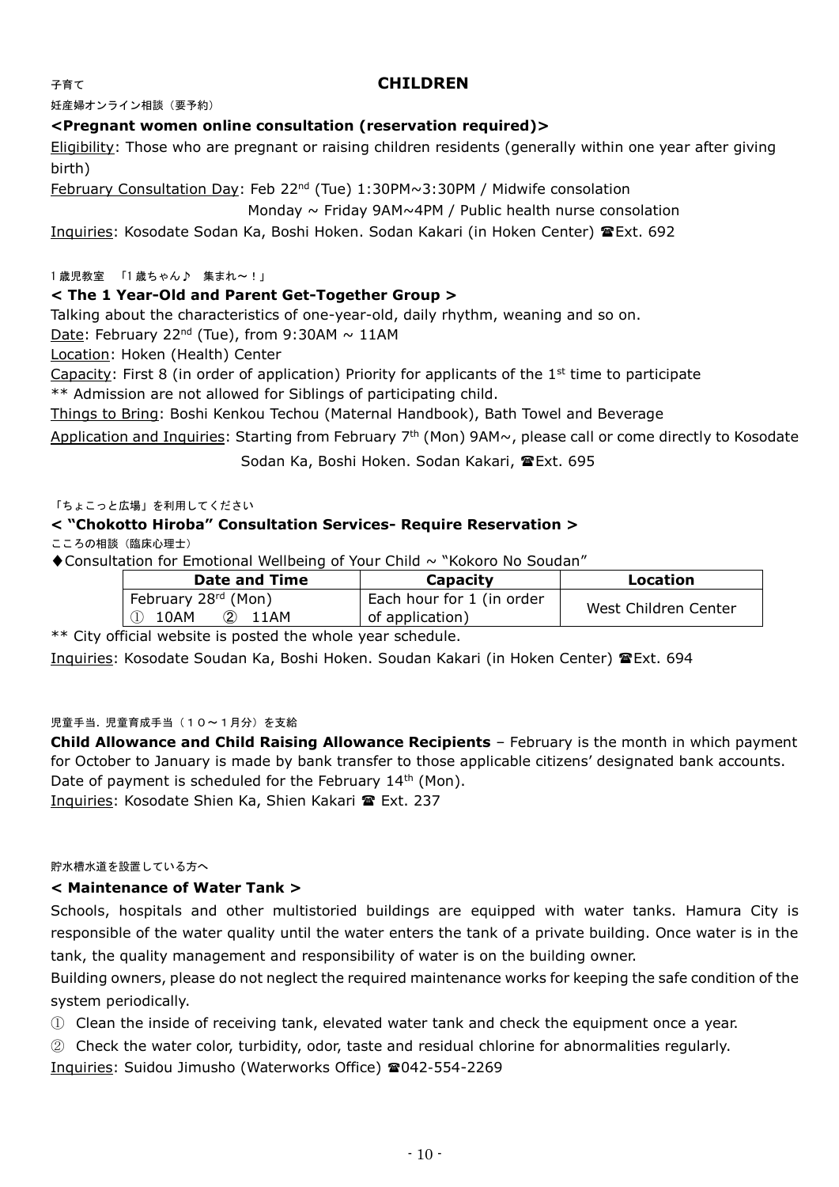子育て

# CHILDREN

妊産婦オンライン相談（要予約）

### <Pregnant women online consultation (reservation required)>

Eligibility: Those who are pregnant or raising children residents (generally within one year after giving birth)

February Consultation Day: Feb 22nd (Tue) 1:30PM~3:30PM / Midwife consolation
Monday ~ Friday 9AM~4PM / Public health nurse consolation

Inquiries: Kosodate Sodan Ka, Boshi Hoken. Sodan Kakari (in Hoken Center) ☎Ext. 692

1歳児教室　「1歳ちゃん♪　集まれ～！」

### < The 1 Year-Old and Parent Get-Together Group >

Talking about the characteristics of one-year-old, daily rhythm, weaning and so on.

Date: February 22nd (Tue), from 9:30AM ~ 11AM

Location: Hoken (Health) Center

Capacity: First 8 (in order of application) Priority for applicants of the 1st time to participate

** Admission are not allowed for Siblings of participating child.

Things to Bring: Boshi Kenkou Techou (Maternal Handbook), Bath Towel and Beverage

Application and Inquiries: Starting from February 7th (Mon) 9AM~, please call or come directly to Kosodate Sodan Ka, Boshi Hoken. Sodan Kakari, ☎Ext. 695

「ちょこっと広場」を利用してください

### < "Chokotto Hiroba" Consultation Services- Require Reservation >

こころの相談（臨床心理士）

◆Consultation for Emotional Wellbeing of Your Child ~ "Kokoro No Soudan"

| Date and Time | Capacity | Location |
|---|---|---|
| February 28rd (Mon) ① 10AM ② 11AM | Each hour for 1 (in order of application) | West Children Center |

** City official website is posted the whole year schedule.

Inquiries: Kosodate Soudan Ka, Boshi Hoken. Soudan Kakari (in Hoken Center) ☎Ext. 694

児童手当．児童育成手当（１０～１月分）を支給

**Child Allowance and Child Raising Allowance Recipients** – February is the month in which payment for October to January is made by bank transfer to those applicable citizens' designated bank accounts. Date of payment is scheduled for the February 14th (Mon).

Inquiries: Kosodate Shien Ka, Shien Kakari ☎ Ext. 237

貯水槽水道を設置している方へ

### < Maintenance of Water Tank >

Schools, hospitals and other multistoried buildings are equipped with water tanks. Hamura City is responsible of the water quality until the water enters the tank of a private building. Once water is in the tank, the quality management and responsibility of water is on the building owner.

Building owners, please do not neglect the required maintenance works for keeping the safe condition of the system periodically.

① Clean the inside of receiving tank, elevated water tank and check the equipment once a year.

② Check the water color, turbidity, odor, taste and residual chlorine for abnormalities regularly.

Inquiries: Suidou Jimusho (Waterworks Office) ☎042-554-2269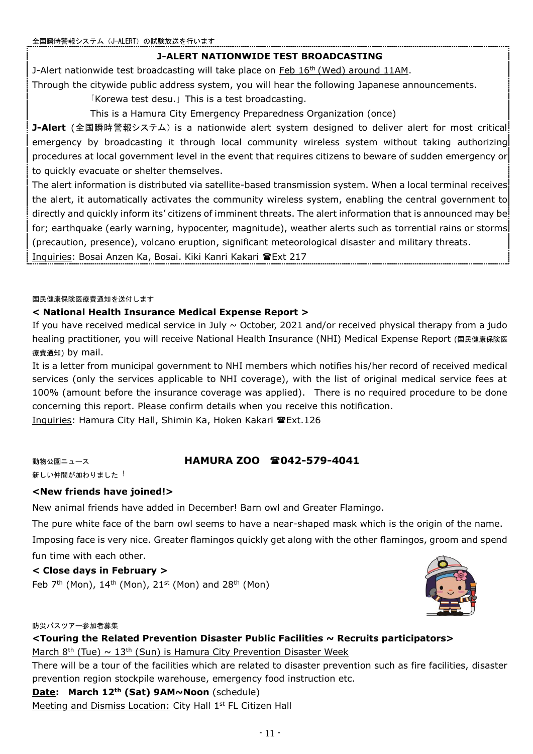全国瞬時警報システム（J-ALERT）の試験放送を行います

## J-ALERT NATIONWIDE TEST BROADCASTING

J-Alert nationwide test broadcasting will take place on Feb 16th (Wed) around 11AM.

Through the citywide public address system, you will hear the following Japanese announcements.

「Korewa test desu.」This is a test broadcasting.

This is a Hamura City Emergency Preparedness Organization (once)

**J-Alert**（全国瞬時警報システム）is a nationwide alert system designed to deliver alert for most critical emergency by broadcasting it through local community wireless system without taking authorizing procedures at local government level in the event that requires citizens to beware of sudden emergency or to quickly evacuate or shelter themselves.

The alert information is distributed via satellite-based transmission system. When a local terminal receives the alert, it automatically activates the community wireless system, enabling the central government to directly and quickly inform its' citizens of imminent threats. The alert information that is announced may be for; earthquake (early warning, hypocenter, magnitude), weather alerts such as torrential rains or storms (precaution, presence), volcano eruption, significant meteorological disaster and military threats.

Inquiries: Bosai Anzen Ka, Bosai. Kiki Kanri Kakari ☎Ext 217

国民健康保険医療費通知を送付します

## < National Health Insurance Medical Expense Report >

If you have received medical service in July ~ October, 2021 and/or received physical therapy from a judo healing practitioner, you will receive National Health Insurance (NHI) Medical Expense Report (国民健康保険医療費通知) by mail.

It is a letter from municipal government to NHI members which notifies his/her record of received medical services (only the services applicable to NHI coverage), with the list of original medical service fees at 100% (amount before the insurance coverage was applied). There is no required procedure to be done concerning this report. Please confirm details when you receive this notification.

Inquiries: Hamura City Hall, Shimin Ka, Hoken Kakari ☎Ext.126

動物公園ニュース

## HAMURA ZOO ☎042-579-4041

新しい仲間が加わりました！

### <New friends have joined!>

New animal friends have added in December! Barn owl and Greater Flamingo.

The pure white face of the barn owl seems to have a near-shaped mask which is the origin of the name. Imposing face is very nice. Greater flamingos quickly get along with the other flamingos, groom and spend fun time with each other.

### < Close days in February >

Feb 7th (Mon), 14th (Mon), 21st (Mon) and 28th (Mon)

防災バスツアー参加者募集

### <Touring the Related Prevention Disaster Public Facilities ~ Recruits participators>

March 8th (Tue) ~ 13th (Sun) is Hamura City Prevention Disaster Week

There will be a tour of the facilities which are related to disaster prevention such as fire facilities, disaster prevention region stockpile warehouse, emergency food instruction etc.

**Date: March 12th (Sat) 9AM~Noon** (schedule)

Meeting and Dismiss Location: City Hall 1st FL Citizen Hall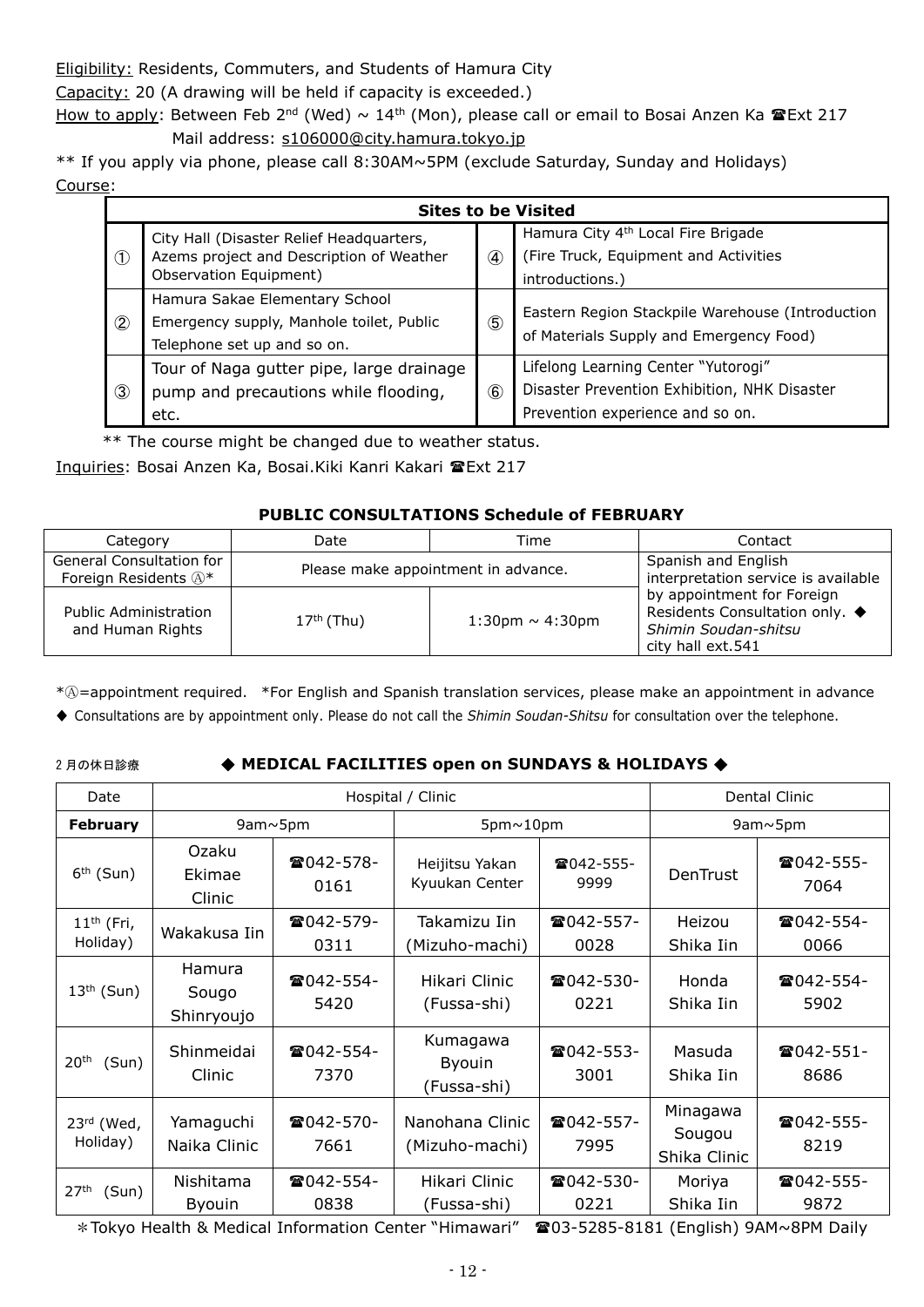Eligibility: Residents, Commuters, and Students of Hamura City

Capacity: 20 (A drawing will be held if capacity is exceeded.)

How to apply: Between Feb 2nd (Wed) ~ 14th (Mon), please call or email to Bosai Anzen Ka ☎Ext 217
Mail address: s106000@city.hamura.tokyo.jp

** If you apply via phone, please call 8:30AM~5PM (exclude Saturday, Sunday and Holidays)

Course:

| Sites to be Visited | | | |
|---|---|---|---|
| ① | City Hall (Disaster Relief Headquarters, Azems project and Description of Weather Observation Equipment) | ④ | Hamura City 4th Local Fire Brigade (Fire Truck, Equipment and Activities introductions.) |
| ② | Hamura Sakae Elementary School Emergency supply, Manhole toilet, Public Telephone set up and so on. | ⑤ | Eastern Region Stackpile Warehouse (Introduction of Materials Supply and Emergency Food) |
| ③ | Tour of Naga gutter pipe, large drainage pump and precautions while flooding, etc. | ⑥ | Lifelong Learning Center "Yutorogi" Disaster Prevention Exhibition, NHK Disaster Prevention experience and so on. |

** The course might be changed due to weather status.

Inquiries: Bosai Anzen Ka, Bosai.Kiki Kanri Kakari ☎Ext 217

## PUBLIC CONSULTATIONS Schedule of FEBRUARY

| Category | Date | Time | Contact |
|---|---|---|---|
| General Consultation for Foreign Residents Ⓐ* | Please make appointment in advance. | | Spanish and English interpretation service is available by appointment for Foreign Residents Consultation only. ◆ *Shimin Soudan-shitsu* city hall ext.541 |
| Public Administration and Human Rights | 17th (Thu) | 1:30pm ~ 4:30pm | |

*Ⓐ=appointment required. *For English and Spanish translation services, please make an appointment in advance

◆ Consultations are by appointment only. Please do not call the *Shimin Soudan-Shitsu* for consultation over the telephone.

2 月の休日診療

## ◆ MEDICAL FACILITIES open on SUNDAYS & HOLIDAYS ◆

| Date | Hospital / Clinic | | | | Dental Clinic | |
|---|---|---|---|---|---|---|
| **February** | 9am~5pm | | 5pm~10pm | | 9am~5pm | |
| 6th (Sun) | Ozaku Ekimae Clinic | ☎042-578-0161 | Heijitsu Yakan Kyuukan Center | ☎042-555-9999 | DenTrust | ☎042-555-7064 |
| 11th (Fri, Holiday) | Wakakusa Iin | ☎042-579-0311 | Takamizu Iin (Mizuho-machi) | ☎042-557-0028 | Heizou Shika Iin | ☎042-554-0066 |
| 13th (Sun) | Hamura Sougo Shinryoujo | ☎042-554-5420 | Hikari Clinic (Fussa-shi) | ☎042-530-0221 | Honda Shika Iin | ☎042-554-5902 |
| 20th (Sun) | Shinmeidai Clinic | ☎042-554-7370 | Kumagawa Byouin (Fussa-shi) | ☎042-553-3001 | Masuda Shika Iin | ☎042-551-8686 |
| 23rd (Wed, Holiday) | Yamaguchi Naika Clinic | ☎042-570-7661 | Nanohana Clinic (Mizuho-machi) | ☎042-557-7995 | Minagawa Sougou Shika Clinic | ☎042-555-8219 |
| 27th (Sun) | Nishitama Byouin | ☎042-554-0838 | Hikari Clinic (Fussa-shi) | ☎042-530-0221 | Moriya Shika Iin | ☎042-555-9872 |

＊Tokyo Health & Medical Information Center "Himawari" ☎03-5285-8181 (English) 9AM~8PM Daily